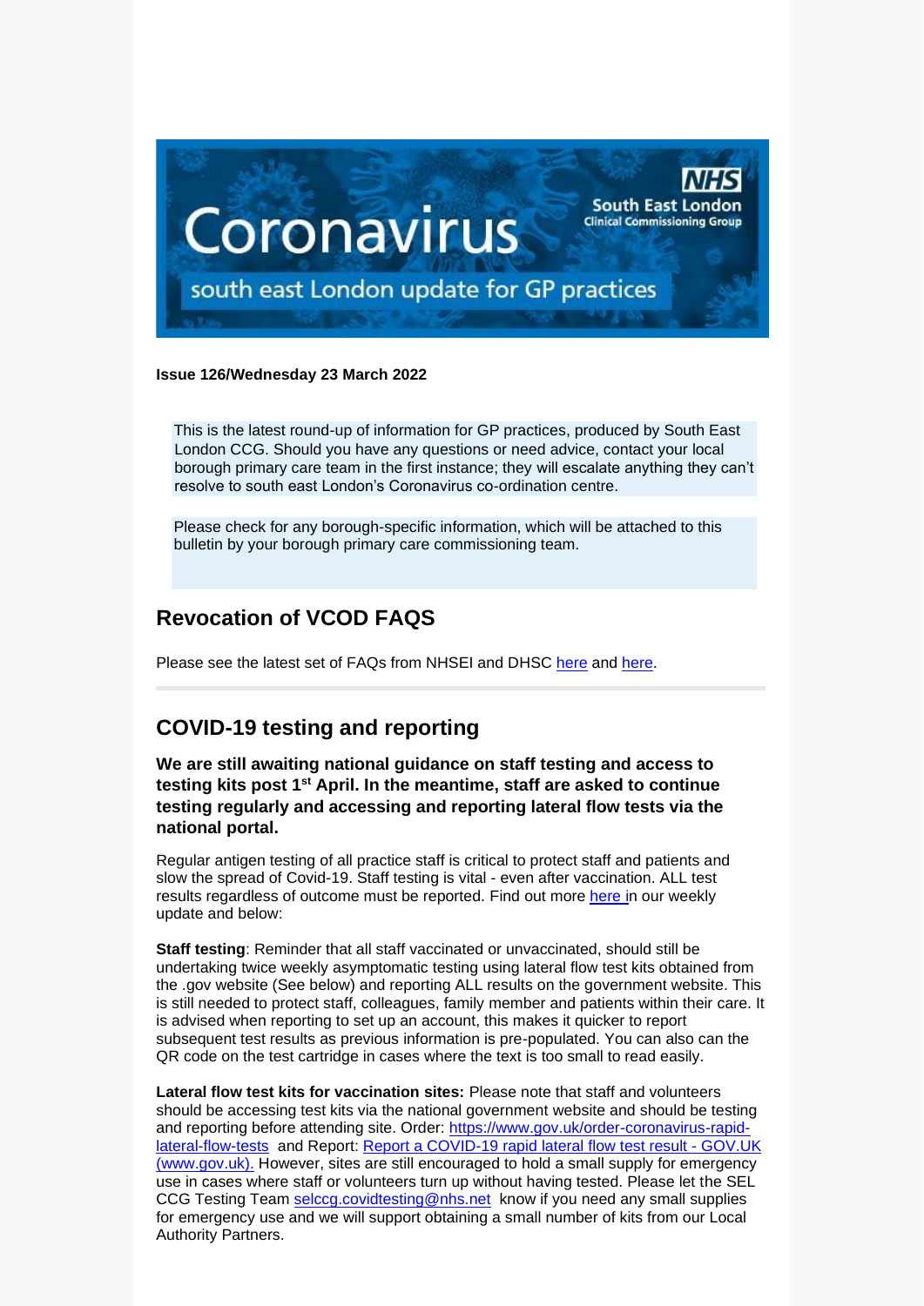**Issue 126/Wednesday 23 March 2022**

This is the latest round-up of information for GP practices, produced by South East London CCG. Should you have any questions or need advice, contact your local borough primary care team in the first instance; they will escalate anything they can't resolve to south east London's Coronavirus co-ordination centre.

Please check for any borough-specific information, which will be attached to this bulletin by your borough primary care commissioning team.

## Revocation of VCOD FAQS

Please see the latest set of FAQs from NHSEI and DHSC here and here.

## COVID-19 testing and reporting

### We are still awaiting national guidance on staff testing and access to testing kits post 1st April. In the meantime, staff are asked to continue testing regularly and accessing and reporting lateral flow tests via the national portal.

Regular antigen testing of all practice staff is critical to protect staff and patients and slow the spread of Covid-19. Staff testing is vital - even after vaccination. ALL test results regardless of outcome must be reported. Find out more here in our weekly update and below:

**Staff testing**: Reminder that all staff vaccinated or unvaccinated, should still be undertaking twice weekly asymptomatic testing using lateral flow test kits obtained from the .gov website (See below) and reporting ALL results on the government website. This is still needed to protect staff, colleagues, family member and patients within their care. It is advised when reporting to set up an account, this makes it quicker to report subsequent test results as previous information is pre-populated. You can also can the QR code on the test cartridge in cases where the text is too small to read easily.

**Lateral flow test kits for vaccination sites:** Please note that staff and volunteers should be accessing test kits via the national government website and should be testing and reporting before attending site. Order: https://www.gov.uk/order-coronavirus-rapid-lateral-flow-tests and Report: Report a COVID-19 rapid lateral flow test result - GOV.UK (www.gov.uk). However, sites are still encouraged to hold a small supply for emergency use in cases where staff or volunteers turn up without having tested. Please let the SEL CCG Testing Team selccg.covidtesting@nhs.net know if you need any small supplies for emergency use and we will support obtaining a small number of kits from our Local Authority Partners.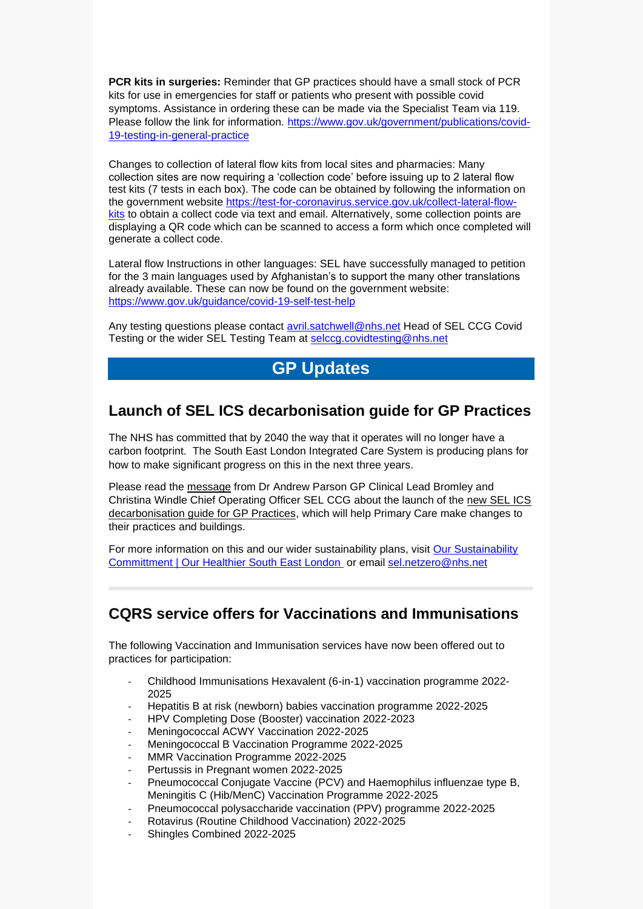**PCR kits in surgeries:** Reminder that GP practices should have a small stock of PCR kits for use in emergencies for staff or patients who present with possible covid symptoms. Assistance in ordering these can be made via the Specialist Team via 119. Please follow the link for information. https://www.gov.uk/government/publications/covid-19-testing-in-general-practice

Changes to collection of lateral flow kits from local sites and pharmacies: Many collection sites are now requiring a 'collection code' before issuing up to 2 lateral flow test kits (7 tests in each box). The code can be obtained by following the information on the government website https://test-for-coronavirus.service.gov.uk/collect-lateral-flow-kits to obtain a collect code via text and email. Alternatively, some collection points are displaying a QR code which can be scanned to access a form which once completed will generate a collect code.

Lateral flow Instructions in other languages: SEL have successfully managed to petition for the 3 main languages used by Afghanistan's to support the many other translations already available. These can now be found on the government website: https://www.gov.uk/guidance/covid-19-self-test-help

Any testing questions please contact avril.satchwell@nhs.net Head of SEL CCG Covid Testing or the wider SEL Testing Team at selccg.covidtesting@nhs.net

# GP Updates

## Launch of SEL ICS decarbonisation guide for GP Practices

The NHS has committed that by 2040 the way that it operates will no longer have a carbon footprint. The South East London Integrated Care System is producing plans for how to make significant progress on this in the next three years.

Please read the message from Dr Andrew Parson GP Clinical Lead Bromley and Christina Windle Chief Operating Officer SEL CCG about the launch of the new SEL ICS decarbonisation guide for GP Practices, which will help Primary Care make changes to their practices and buildings.

For more information on this and our wider sustainability plans, visit Our Sustainability Committment | Our Healthier South East London or email sel.netzero@nhs.net

---

## CQRS service offers for Vaccinations and Immunisations

The following Vaccination and Immunisation services have now been offered out to practices for participation:

- Childhood Immunisations Hexavalent (6-in-1) vaccination programme 2022-2025
- Hepatitis B at risk (newborn) babies vaccination programme 2022-2025
- HPV Completing Dose (Booster) vaccination 2022-2023
- Meningococcal ACWY Vaccination 2022-2025
- Meningococcal B Vaccination Programme 2022-2025
- MMR Vaccination Programme 2022-2025
- Pertussis in Pregnant women 2022-2025
- Pneumococcal Conjugate Vaccine (PCV) and Haemophilus influenzae type B, Meningitis C (Hib/MenC) Vaccination Programme 2022-2025
- Pneumococcal polysaccharide vaccination (PPV) programme 2022-2025
- Rotavirus (Routine Childhood Vaccination) 2022-2025
- Shingles Combined 2022-2025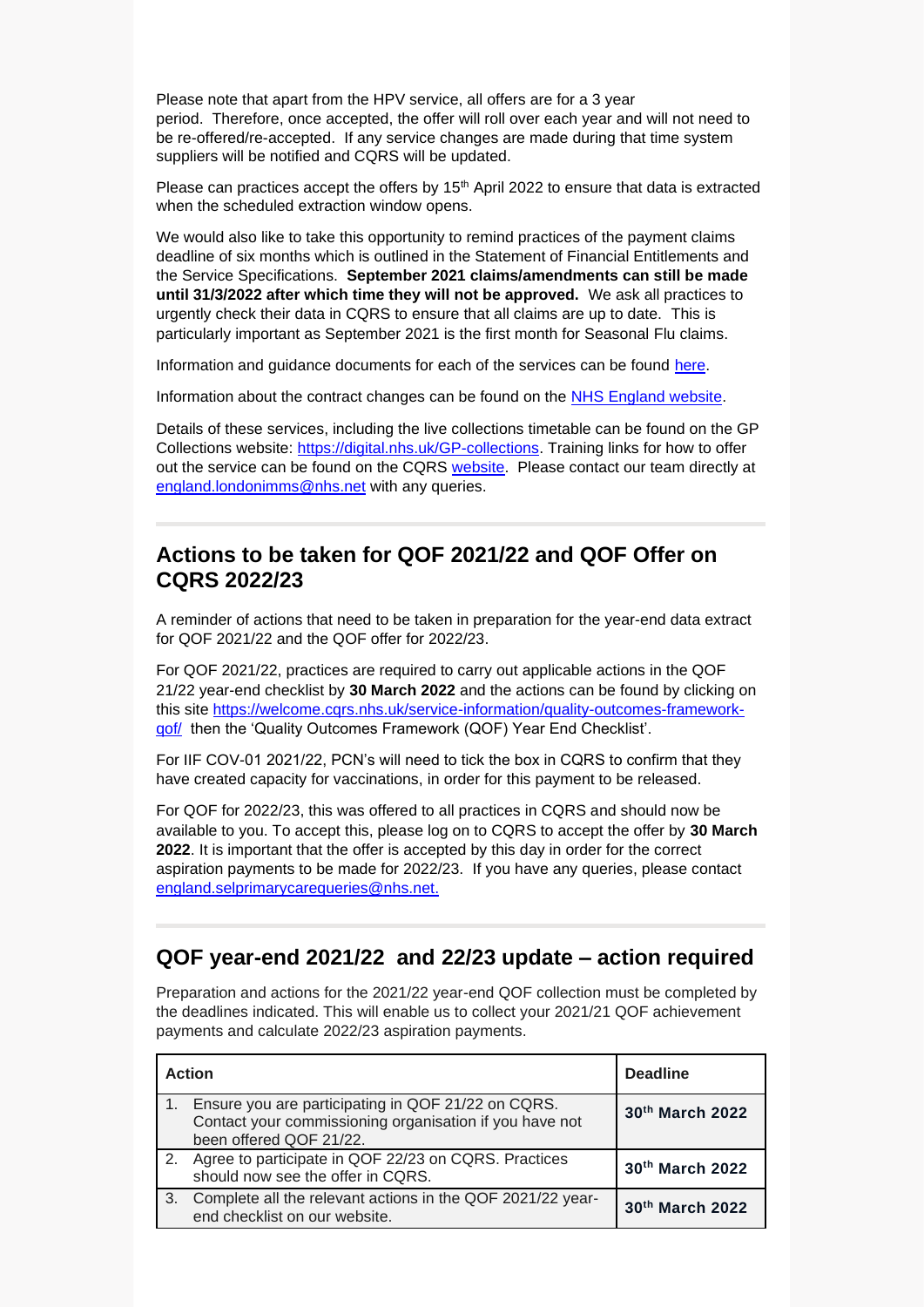Please note that apart from the HPV service, all offers are for a 3 year period. Therefore, once accepted, the offer will roll over each year and will not need to be re-offered/re-accepted. If any service changes are made during that time system suppliers will be notified and CQRS will be updated.

Please can practices accept the offers by 15th April 2022 to ensure that data is extracted when the scheduled extraction window opens.

We would also like to take this opportunity to remind practices of the payment claims deadline of six months which is outlined in the Statement of Financial Entitlements and the Service Specifications. **September 2021 claims/amendments can still be made until 31/3/2022 after which time they will not be approved.** We ask all practices to urgently check their data in CQRS to ensure that all claims are up to date. This is particularly important as September 2021 is the first month for Seasonal Flu claims.

Information and guidance documents for each of the services can be found here.

Information about the contract changes can be found on the NHS England website.

Details of these services, including the live collections timetable can be found on the GP Collections website: https://digital.nhs.uk/GP-collections. Training links for how to offer out the service can be found on the CQRS website. Please contact our team directly at england.londonimms@nhs.net with any queries.

## Actions to be taken for QOF 2021/22 and QOF Offer on CQRS 2022/23

A reminder of actions that need to be taken in preparation for the year-end data extract for QOF 2021/22 and the QOF offer for 2022/23.

For QOF 2021/22, practices are required to carry out applicable actions in the QOF 21/22 year-end checklist by **30 March 2022** and the actions can be found by clicking on this site https://welcome.cqrs.nhs.uk/service-information/quality-outcomes-framework-qof/ then the 'Quality Outcomes Framework (QOF) Year End Checklist'.

For IIF COV-01 2021/22, PCN's will need to tick the box in CQRS to confirm that they have created capacity for vaccinations, in order for this payment to be released.

For QOF for 2022/23, this was offered to all practices in CQRS and should now be available to you. To accept this, please log on to CQRS to accept the offer by **30 March 2022**. It is important that the offer is accepted by this day in order for the correct aspiration payments to be made for 2022/23. If you have any queries, please contact england.selprimarycarequeries@nhs.net.

## QOF year-end 2021/22 and 22/23 update – action required

Preparation and actions for the 2021/22 year-end QOF collection must be completed by the deadlines indicated. This will enable us to collect your 2021/21 QOF achievement payments and calculate 2022/23 aspiration payments.

| Action | Deadline |
|---|---|
| 1. Ensure you are participating in QOF 21/22 on CQRS. Contact your commissioning organisation if you have not been offered QOF 21/22. | **30th March 2022** |
| 2. Agree to participate in QOF 22/23 on CQRS. Practices should now see the offer in CQRS. | **30th March 2022** |
| 3. Complete all the relevant actions in the QOF 2021/22 year-end checklist on our website. | **30th March 2022** |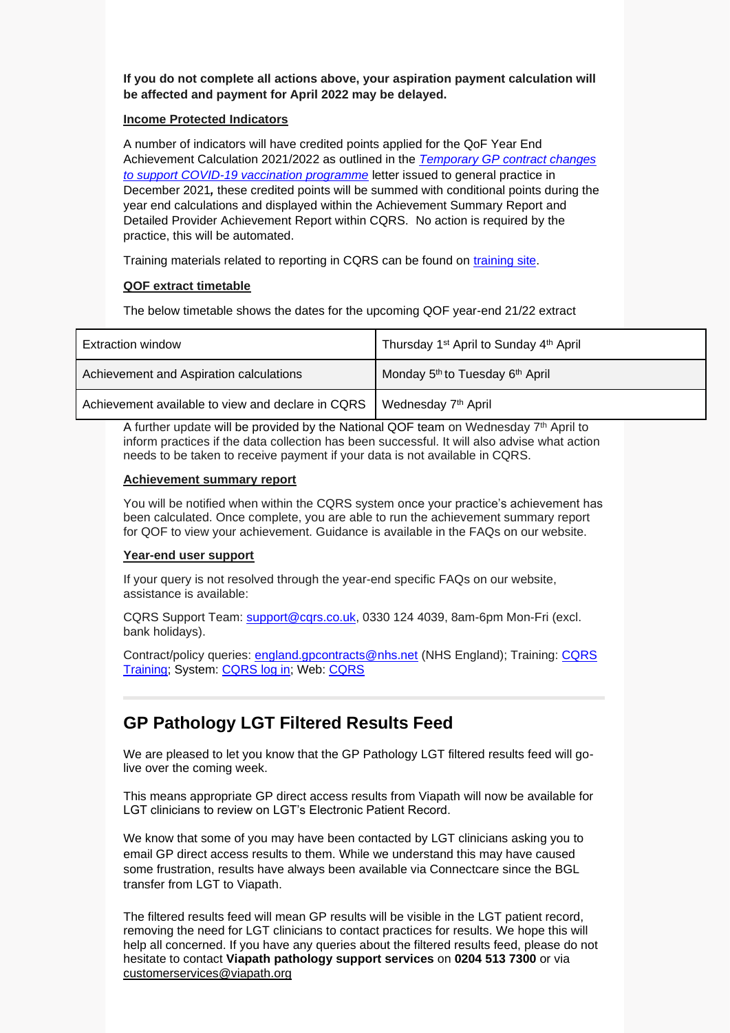**If you do not complete all actions above, your aspiration payment calculation will be affected and payment for April 2022 may be delayed.**

**Income Protected Indicators**

A number of indicators will have credited points applied for the QoF Year End Achievement Calculation 2021/2022 as outlined in the *Temporary GP contract changes to support COVID-19 vaccination programme* letter issued to general practice in December 2021*,* these credited points will be summed with conditional points during the year end calculations and displayed within the Achievement Summary Report and Detailed Provider Achievement Report within CQRS. No action is required by the practice, this will be automated.

Training materials related to reporting in CQRS can be found on training site.

**QOF extract timetable**

The below timetable shows the dates for the upcoming QOF year-end 21/22 extract

| | |
|---|---|
| Extraction window | Thursday 1st April to Sunday 4th April |
| Achievement and Aspiration calculations | Monday 5th to Tuesday 6th April |
| Achievement available to view and declare in CQRS | Wednesday 7th April |

A further update will be provided by the National QOF team on Wednesday 7th April to inform practices if the data collection has been successful. It will also advise what action needs to be taken to receive payment if your data is not available in CQRS.

**Achievement summary report**

You will be notified when within the CQRS system once your practice's achievement has been calculated. Once complete, you are able to run the achievement summary report for QOF to view your achievement. Guidance is available in the FAQs on our website.

**Year-end user support**

If your query is not resolved through the year-end specific FAQs on our website, assistance is available:

CQRS Support Team: support@cqrs.co.uk, 0330 124 4039, 8am-6pm Mon-Fri (excl. bank holidays).

Contract/policy queries: england.gpcontracts@nhs.net (NHS England); Training: CQRS Training; System: CQRS log in; Web: CQRS

## GP Pathology LGT Filtered Results Feed

We are pleased to let you know that the GP Pathology LGT filtered results feed will go-live over the coming week.

This means appropriate GP direct access results from Viapath will now be available for LGT clinicians to review on LGT's Electronic Patient Record.

We know that some of you may have been contacted by LGT clinicians asking you to email GP direct access results to them. While we understand this may have caused some frustration, results have always been available via Connectcare since the BGL transfer from LGT to Viapath.

The filtered results feed will mean GP results will be visible in the LGT patient record, removing the need for LGT clinicians to contact practices for results. We hope this will help all concerned. If you have any queries about the filtered results feed, please do not hesitate to contact **Viapath pathology support services** on **0204 513 7300** or via customerservices@viapath.org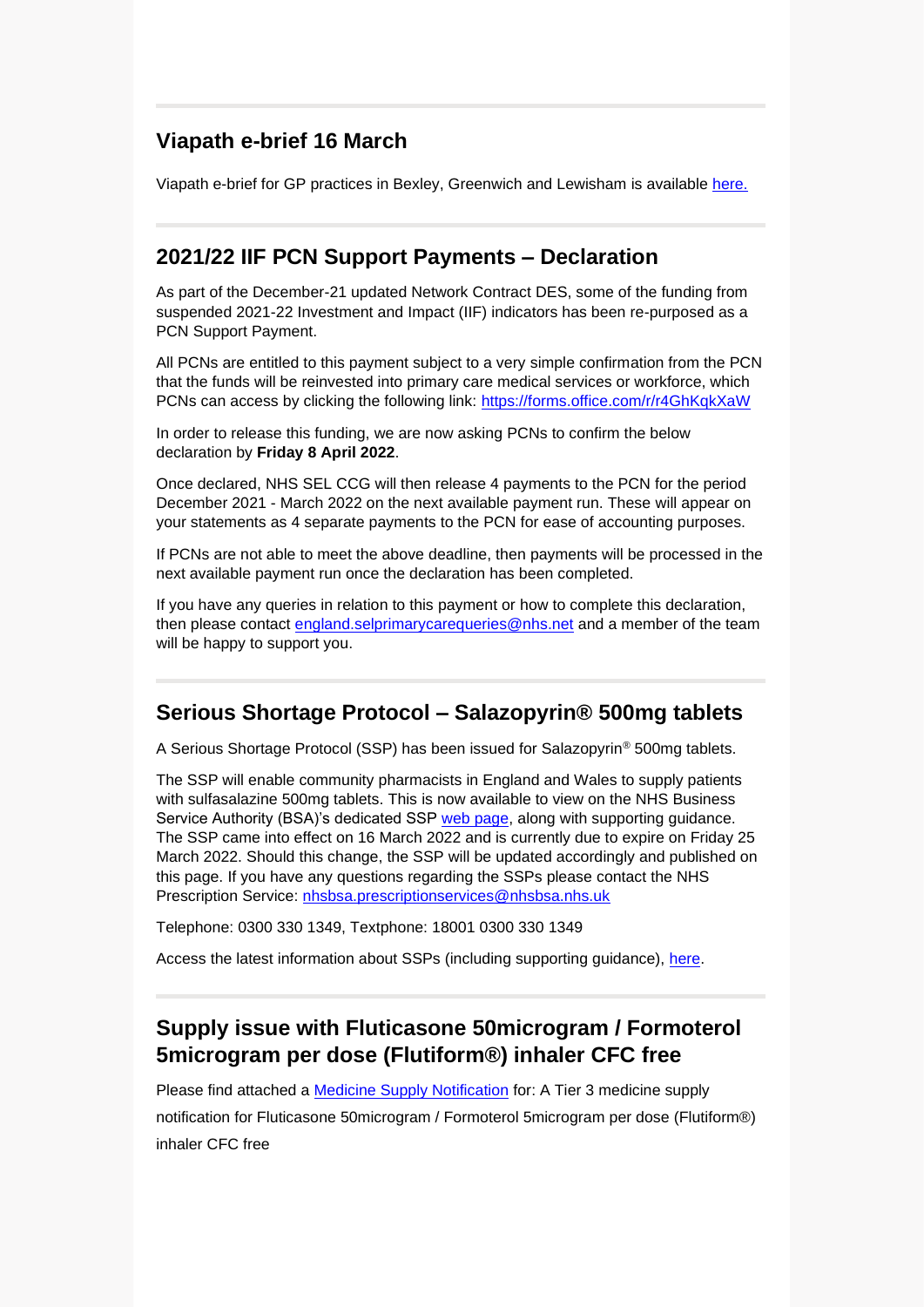## Viapath e-brief 16 March

Viapath e-brief for GP practices in Bexley, Greenwich and Lewisham is available [here.]()

## 2021/22 IIF PCN Support Payments – Declaration

As part of the December-21 updated Network Contract DES, some of the funding from suspended 2021-22 Investment and Impact (IIF) indicators has been re-purposed as a PCN Support Payment.

All PCNs are entitled to this payment subject to a very simple confirmation from the PCN that the funds will be reinvested into primary care medical services or workforce, which PCNs can access by clicking the following link: [https://forms.office.com/r/r4GhKqkXaW](https://forms.office.com/r/r4GhKqkXaW)

In order to release this funding, we are now asking PCNs to confirm the below declaration by **Friday 8 April 2022**.

Once declared, NHS SEL CCG will then release 4 payments to the PCN for the period December 2021 - March 2022 on the next available payment run. These will appear on your statements as 4 separate payments to the PCN for ease of accounting purposes.

If PCNs are not able to meet the above deadline, then payments will be processed in the next available payment run once the declaration has been completed.

If you have any queries in relation to this payment or how to complete this declaration, then please contact [england.selprimarycarequeries@nhs.net](mailto:england.selprimarycarequeries@nhs.net) and a member of the team will be happy to support you.

## Serious Shortage Protocol – Salazopyrin® 500mg tablets

A Serious Shortage Protocol (SSP) has been issued for Salazopyrin® 500mg tablets.

The SSP will enable community pharmacists in England and Wales to supply patients with sulfasalazine 500mg tablets. This is now available to view on the NHS Business Service Authority (BSA)'s dedicated SSP [web page](), along with supporting guidance. The SSP came into effect on 16 March 2022 and is currently due to expire on Friday 25 March 2022. Should this change, the SSP will be updated accordingly and published on this page. If you have any questions regarding the SSPs please contact the NHS Prescription Service: [nhsbsa.prescriptionservices@nhsbsa.nhs.uk](mailto:nhsbsa.prescriptionservices@nhsbsa.nhs.uk)

Telephone: 0300 330 1349, Textphone: 18001 0300 330 1349

Access the latest information about SSPs (including supporting guidance), [here]().

## Supply issue with Fluticasone 50microgram / Formoterol 5microgram per dose (Flutiform®) inhaler CFC free

Please find attached a [Medicine Supply Notification]() for: A Tier 3 medicine supply notification for Fluticasone 50microgram / Formoterol 5microgram per dose (Flutiform®) inhaler CFC free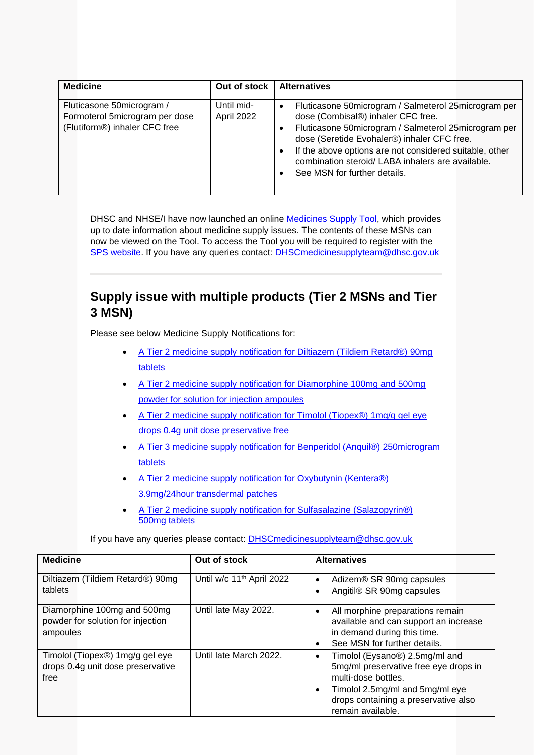| Medicine | Out of stock | Alternatives |
|---|---|---|
| Fluticasone 50microgram / Formoterol 5microgram per dose (Flutiform®) inhaler CFC free | Until mid-April 2022 | • Fluticasone 50microgram / Salmeterol 25microgram per dose (Combisal®) inhaler CFC free.<br>• Fluticasone 50microgram / Salmeterol 25microgram per dose (Seretide Evohaler®) inhaler CFC free.<br>• If the above options are not considered suitable, other combination steroid/ LABA inhalers are available.<br>• See MSN for further details. |

DHSC and NHSE/I have now launched an online Medicines Supply Tool, which provides up to date information about medicine supply issues. The contents of these MSNs can now be viewed on the Tool. To access the Tool you will be required to register with the SPS website. If you have any queries contact: DHSCmedicinesupplyteam@dhsc.gov.uk

## Supply issue with multiple products (Tier 2 MSNs and Tier 3 MSN)

Please see below Medicine Supply Notifications for:

- A Tier 2 medicine supply notification for Diltiazem (Tildiem Retard®) 90mg tablets
- A Tier 2 medicine supply notification for Diamorphine 100mg and 500mg powder for solution for injection ampoules
- A Tier 2 medicine supply notification for Timolol (Tiopex®) 1mg/g gel eye drops 0.4g unit dose preservative free
- A Tier 3 medicine supply notification for Benperidol (Anquil®) 250microgram tablets
- A Tier 2 medicine supply notification for Oxybutynin (Kentera®) 3.9mg/24hour transdermal patches
- A Tier 2 medicine supply notification for Sulfasalazine (Salazopyrin®) 500mg tablets

If you have any queries please contact: DHSCmedicinesupplyteam@dhsc.gov.uk

| Medicine | Out of stock | Alternatives |
|---|---|---|
| Diltiazem (Tildiem Retard®) 90mg tablets | Until w/c 11th April 2022 | • Adizem® SR 90mg capsules<br>• Angitil® SR 90mg capsules |
| Diamorphine 100mg and 500mg powder for solution for injection ampoules | Until late May 2022. | • All morphine preparations remain available and can support an increase in demand during this time.<br>• See MSN for further details. |
| Timolol (Tiopex®) 1mg/g gel eye drops 0.4g unit dose preservative free | Until late March 2022. | • Timolol (Eysano®) 2.5mg/ml and 5mg/ml preservative free eye drops in multi-dose bottles.<br>• Timolol 2.5mg/ml and 5mg/ml eye drops containing a preservative also remain available. |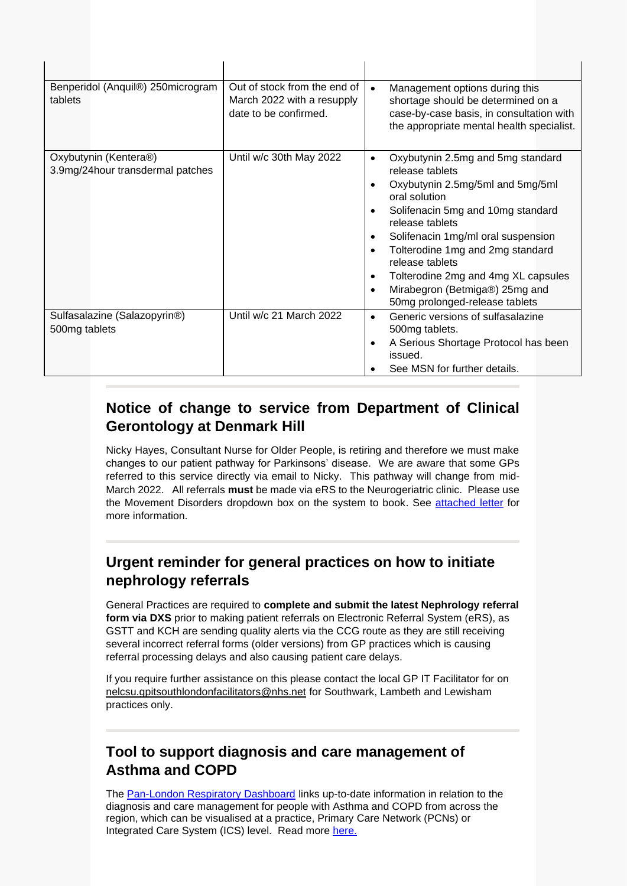| | | |
|---|---|---|
| Benperidol (Anquil®) 250microgram tablets | Out of stock from the end of March 2022 with a resupply date to be confirmed. | • Management options during this shortage should be determined on a case-by-case basis, in consultation with the appropriate mental health specialist. |
| Oxybutynin (Kentera®) 3.9mg/24hour transdermal patches | Until w/c 30th May 2022 | • Oxybutynin 2.5mg and 5mg standard release tablets<br>• Oxybutynin 2.5mg/5ml and 5mg/5ml oral solution<br>• Solifenacin 5mg and 10mg standard release tablets<br>• Solifenacin 1mg/ml oral suspension<br>• Tolterodine 1mg and 2mg standard release tablets<br>• Tolterodine 2mg and 4mg XL capsules<br>• Mirabegron (Betmiga®) 25mg and 50mg prolonged-release tablets |
| Sulfasalazine (Salazopyrin®) 500mg tablets | Until w/c 21 March 2022 | • Generic versions of sulfasalazine 500mg tablets.<br>• A Serious Shortage Protocol has been issued.<br>• See MSN for further details. |

## Notice of change to service from Department of Clinical Gerontology at Denmark Hill

Nicky Hayes, Consultant Nurse for Older People, is retiring and therefore we must make changes to our patient pathway for Parkinsons' disease. We are aware that some GPs referred to this service directly via email to Nicky. This pathway will change from mid-March 2022. All referrals **must** be made via eRS to the Neurogeriatric clinic. Please use the Movement Disorders dropdown box on the system to book. See attached letter for more information.

## Urgent reminder for general practices on how to initiate nephrology referrals

General Practices are required to **complete and submit the latest Nephrology referral form via DXS** prior to making patient referrals on Electronic Referral System (eRS), as GSTT and KCH are sending quality alerts via the CCG route as they are still receiving several incorrect referral forms (older versions) from GP practices which is causing referral processing delays and also causing patient care delays.

If you require further assistance on this please contact the local GP IT Facilitator for on nelcsu.gpitsouthlondonfacilitators@nhs.net for Southwark, Lambeth and Lewisham practices only.

## Tool to support diagnosis and care management of Asthma and COPD

The Pan-London Respiratory Dashboard links up-to-date information in relation to the diagnosis and care management for people with Asthma and COPD from across the region, which can be visualised at a practice, Primary Care Network (PCNs) or Integrated Care System (ICS) level. Read more here.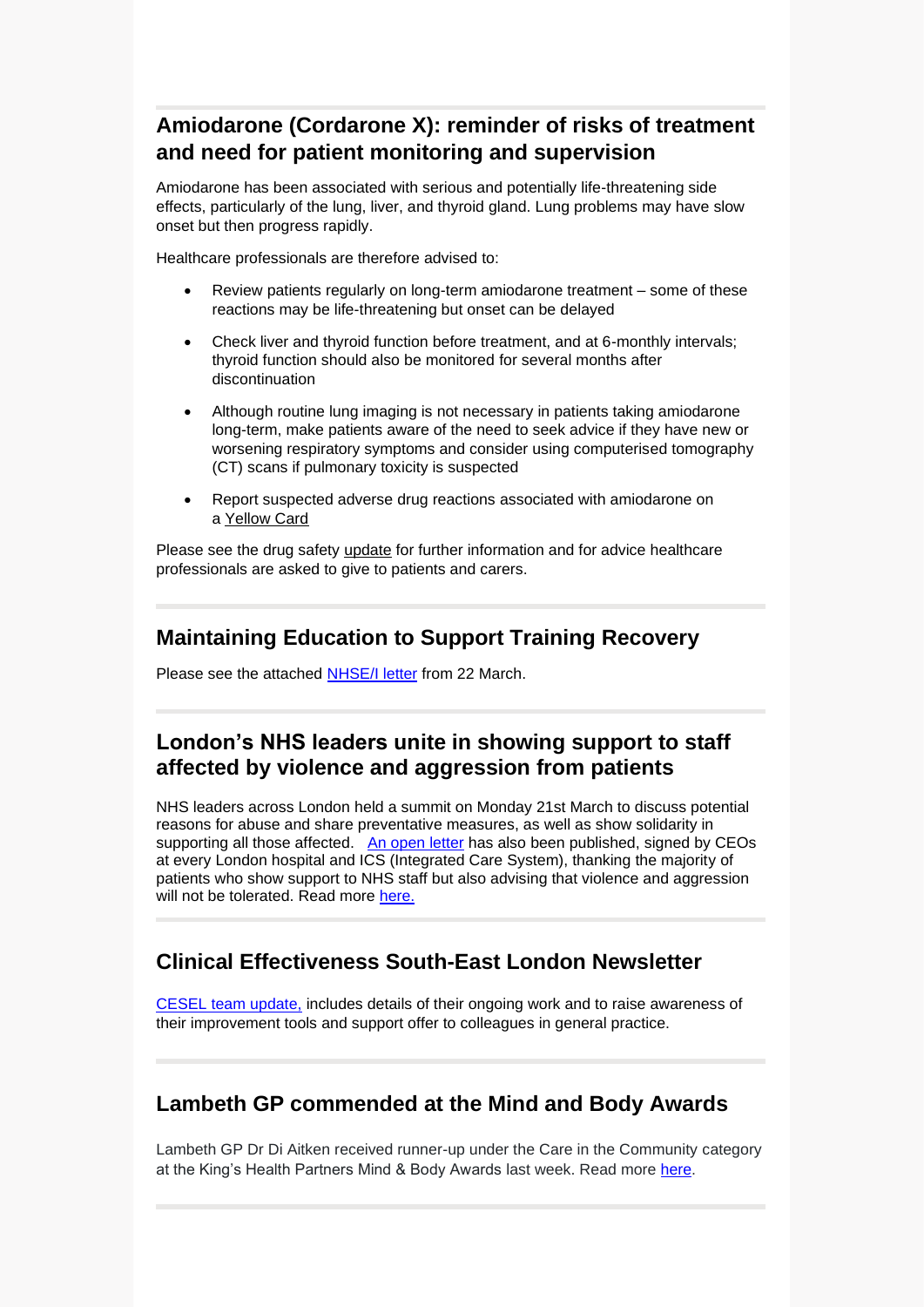## Amiodarone (Cordarone X): reminder of risks of treatment and need for patient monitoring and supervision

Amiodarone has been associated with serious and potentially life-threatening side effects, particularly of the lung, liver, and thyroid gland. Lung problems may have slow onset but then progress rapidly.

Healthcare professionals are therefore advised to:

- Review patients regularly on long-term amiodarone treatment – some of these reactions may be life-threatening but onset can be delayed
- Check liver and thyroid function before treatment, and at 6-monthly intervals; thyroid function should also be monitored for several months after discontinuation
- Although routine lung imaging is not necessary in patients taking amiodarone long-term, make patients aware of the need to seek advice if they have new or worsening respiratory symptoms and consider using computerised tomography (CT) scans if pulmonary toxicity is suspected
- Report suspected adverse drug reactions associated with amiodarone on a Yellow Card

Please see the drug safety update for further information and for advice healthcare professionals are asked to give to patients and carers.

## Maintaining Education to Support Training Recovery

Please see the attached NHSE/I letter from 22 March.

## London's NHS leaders unite in showing support to staff affected by violence and aggression from patients

NHS leaders across London held a summit on Monday 21st March to discuss potential reasons for abuse and share preventative measures, as well as show solidarity in supporting all those affected. An open letter has also been published, signed by CEOs at every London hospital and ICS (Integrated Care System), thanking the majority of patients who show support to NHS staff but also advising that violence and aggression will not be tolerated. Read more here.

## Clinical Effectiveness South-East London Newsletter

CESEL team update, includes details of their ongoing work and to raise awareness of their improvement tools and support offer to colleagues in general practice.

## Lambeth GP commended at the Mind and Body Awards

Lambeth GP Dr Di Aitken received runner-up under the Care in the Community category at the King's Health Partners Mind & Body Awards last week. Read more here.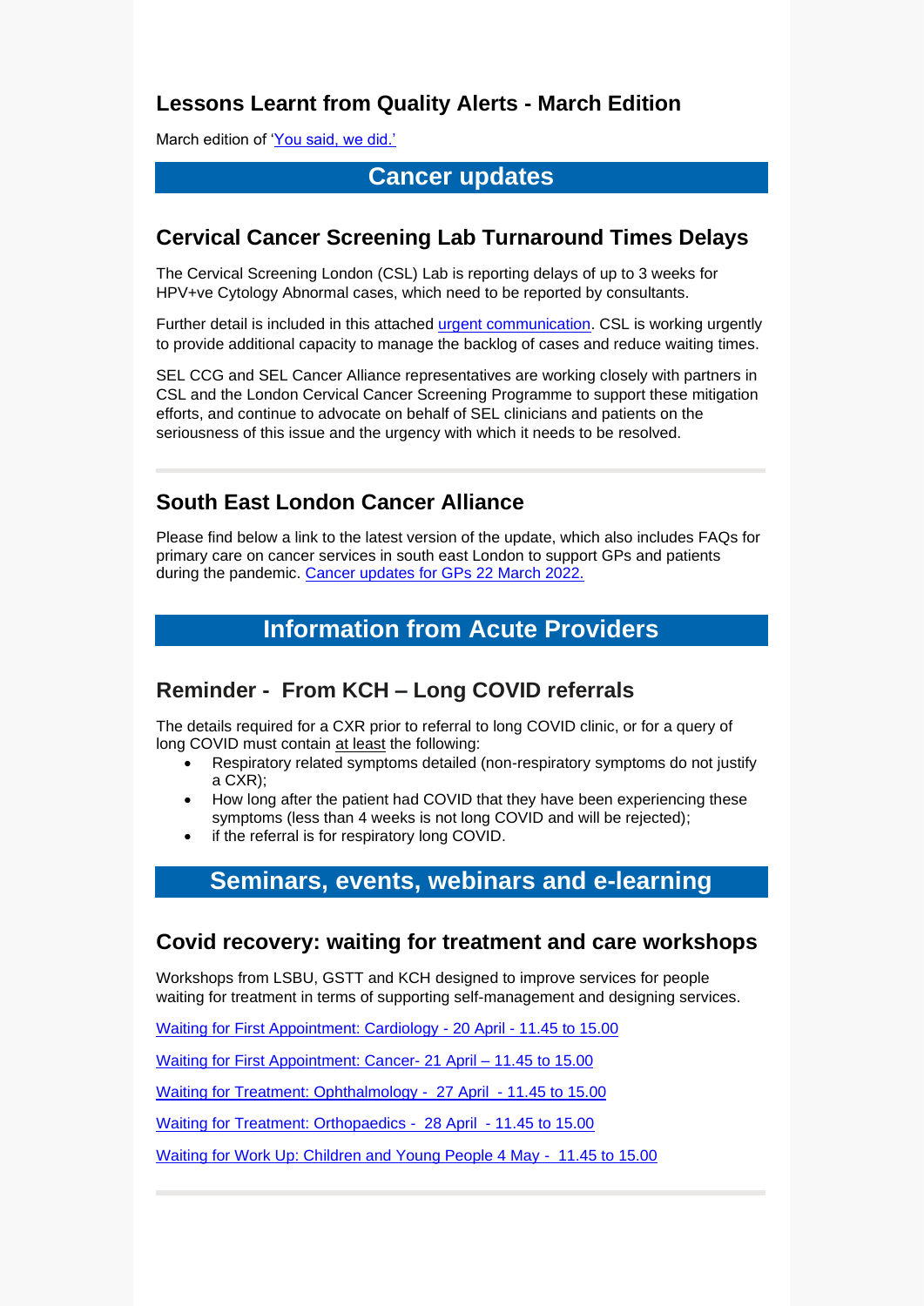### Lessons Learnt from Quality Alerts - March Edition

March edition of 'You said, we did.'

## Cancer updates

### Cervical Cancer Screening Lab Turnaround Times Delays

The Cervical Screening London (CSL) Lab is reporting delays of up to 3 weeks for HPV+ve Cytology Abnormal cases, which need to be reported by consultants.

Further detail is included in this attached urgent communication. CSL is working urgently to provide additional capacity to manage the backlog of cases and reduce waiting times.

SEL CCG and SEL Cancer Alliance representatives are working closely with partners in CSL and the London Cervical Cancer Screening Programme to support these mitigation efforts, and continue to advocate on behalf of SEL clinicians and patients on the seriousness of this issue and the urgency with which it needs to be resolved.

---

### South East London Cancer Alliance

Please find below a link to the latest version of the update, which also includes FAQs for primary care on cancer services in south east London to support GPs and patients during the pandemic. Cancer updates for GPs 22 March 2022.

## Information from Acute Providers

### Reminder - From KCH – Long COVID referrals

The details required for a CXR prior to referral to long COVID clinic, or for a query of long COVID must contain at least the following:

- Respiratory related symptoms detailed (non-respiratory symptoms do not justify a CXR);
- How long after the patient had COVID that they have been experiencing these symptoms (less than 4 weeks is not long COVID and will be rejected);
- if the referral is for respiratory long COVID.

## Seminars, events, webinars and e-learning

### Covid recovery: waiting for treatment and care workshops

Workshops from LSBU, GSTT and KCH designed to improve services for people waiting for treatment in terms of supporting self-management and designing services.

Waiting for First Appointment: Cardiology - 20 April - 11.45 to 15.00

Waiting for First Appointment: Cancer- 21 April – 11.45 to 15.00

Waiting for Treatment: Ophthalmology - 27 April - 11.45 to 15.00

Waiting for Treatment: Orthopaedics - 28 April - 11.45 to 15.00

Waiting for Work Up: Children and Young People 4 May - 11.45 to 15.00

---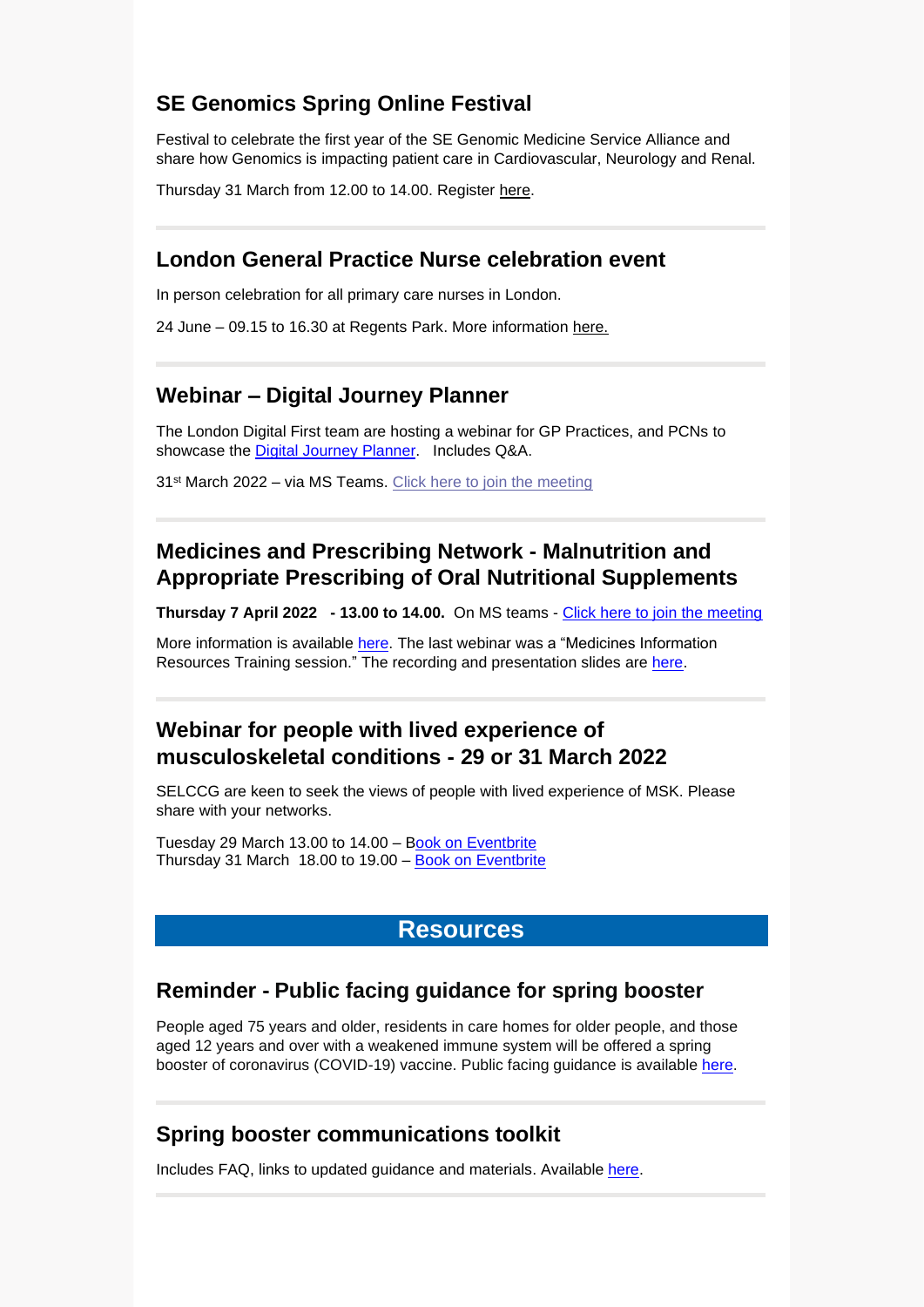## SE Genomics Spring Online Festival

Festival to celebrate the first year of the SE Genomic Medicine Service Alliance and share how Genomics is impacting patient care in Cardiovascular, Neurology and Renal.

Thursday 31 March from 12.00 to 14.00. Register here.

---

## London General Practice Nurse celebration event

In person celebration for all primary care nurses in London.

24 June – 09.15 to 16.30 at Regents Park. More information here.

---

## Webinar – Digital Journey Planner

The London Digital First team are hosting a webinar for GP Practices, and PCNs to showcase the Digital Journey Planner. Includes Q&A.

31st March 2022 – via MS Teams. Click here to join the meeting

---

## Medicines and Prescribing Network - Malnutrition and Appropriate Prescribing of Oral Nutritional Supplements

**Thursday 7 April 2022 - 13.00 to 14.00.** On MS teams - Click here to join the meeting

More information is available here. The last webinar was a "Medicines Information Resources Training session." The recording and presentation slides are here.

---

## Webinar for people with lived experience of musculoskeletal conditions - 29 or 31 March 2022

SELCCG are keen to seek the views of people with lived experience of MSK. Please share with your networks.

Tuesday 29 March 13.00 to 14.00 – Book on Eventbrite
Thursday 31 March 18.00 to 19.00 – Book on Eventbrite

# Resources

## Reminder - Public facing guidance for spring booster

People aged 75 years and older, residents in care homes for older people, and those aged 12 years and over with a weakened immune system will be offered a spring booster of coronavirus (COVID-19) vaccine. Public facing guidance is available here.

---

## Spring booster communications toolkit

Includes FAQ, links to updated guidance and materials. Available here.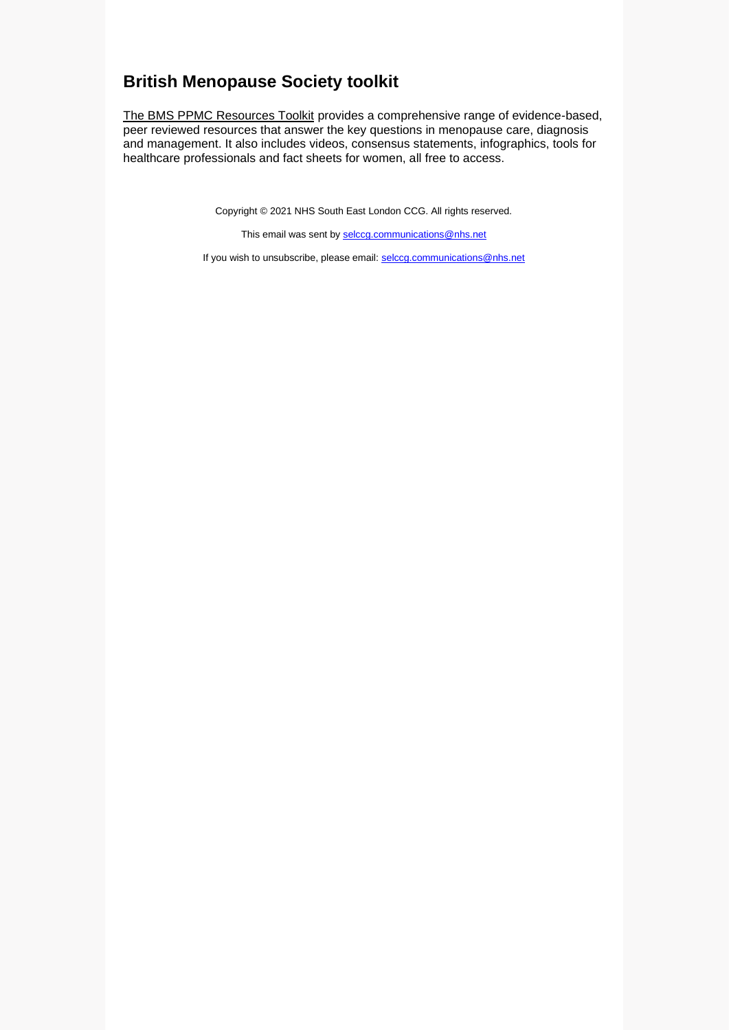## British Menopause Society toolkit

The BMS PPMC Resources Toolkit provides a comprehensive range of evidence-based, peer reviewed resources that answer the key questions in menopause care, diagnosis and management. It also includes videos, consensus statements, infographics, tools for healthcare professionals and fact sheets for women, all free to access.

Copyright © 2021 NHS South East London CCG. All rights reserved.

This email was sent by selccg.communications@nhs.net

If you wish to unsubscribe, please email: selccg.communications@nhs.net